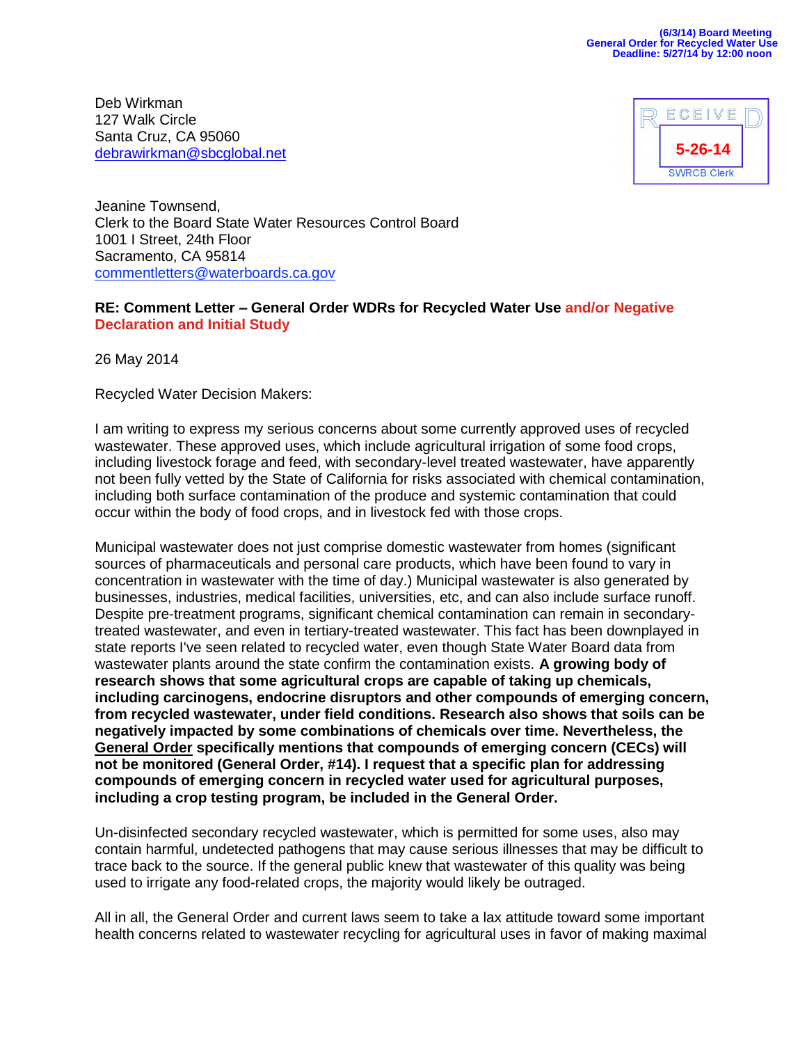(6/3/14) Board Meeting
General Order for Recycled Water Use
Deadline: 5/27/14 by 12:00 noon

Deb Wirkman
127 Walk Circle
Santa Cruz, CA 95060
debrawirkman@sbcglobal.net

RECEIVED
5-26-14
SWRCB Clerk

Jeanine Townsend,
Clerk to the Board State Water Resources Control Board
1001 I Street, 24th Floor
Sacramento, CA 95814
commentletters@waterboards.ca.gov

**RE: Comment Letter – General Order WDRs for Recycled Water Use and/or Negative Declaration and Initial Study**

26 May 2014

Recycled Water Decision Makers:

I am writing to express my serious concerns about some currently approved uses of recycled wastewater. These approved uses, which include agricultural irrigation of some food crops, including livestock forage and feed, with secondary-level treated wastewater, have apparently not been fully vetted by the State of California for risks associated with chemical contamination, including both surface contamination of the produce and systemic contamination that could occur within the body of food crops, and in livestock fed with those crops.

Municipal wastewater does not just comprise domestic wastewater from homes (significant sources of pharmaceuticals and personal care products, which have been found to vary in concentration in wastewater with the time of day.) Municipal wastewater is also generated by businesses, industries, medical facilities, universities, etc, and can also include surface runoff. Despite pre-treatment programs, significant chemical contamination can remain in secondary-treated wastewater, and even in tertiary-treated wastewater. This fact has been downplayed in state reports I've seen related to recycled water, even though State Water Board data from wastewater plants around the state confirm the contamination exists. **A growing body of research shows that some agricultural crops are capable of taking up chemicals, including carcinogens, endocrine disruptors and other compounds of emerging concern, from recycled wastewater, under field conditions. Research also shows that soils can be negatively impacted by some combinations of chemicals over time. Nevertheless, the <u>General Order</u> specifically mentions that compounds of emerging concern (CECs) will not be monitored (General Order, #14). I request that a specific plan for addressing compounds of emerging concern in recycled water used for agricultural purposes, including a crop testing program, be included in the General Order.**

Un-disinfected secondary recycled wastewater, which is permitted for some uses, also may contain harmful, undetected pathogens that may cause serious illnesses that may be difficult to trace back to the source. If the general public knew that wastewater of this quality was being used to irrigate any food-related crops, the majority would likely be outraged.

All in all, the General Order and current laws seem to take a lax attitude toward some important health concerns related to wastewater recycling for agricultural uses in favor of making maximal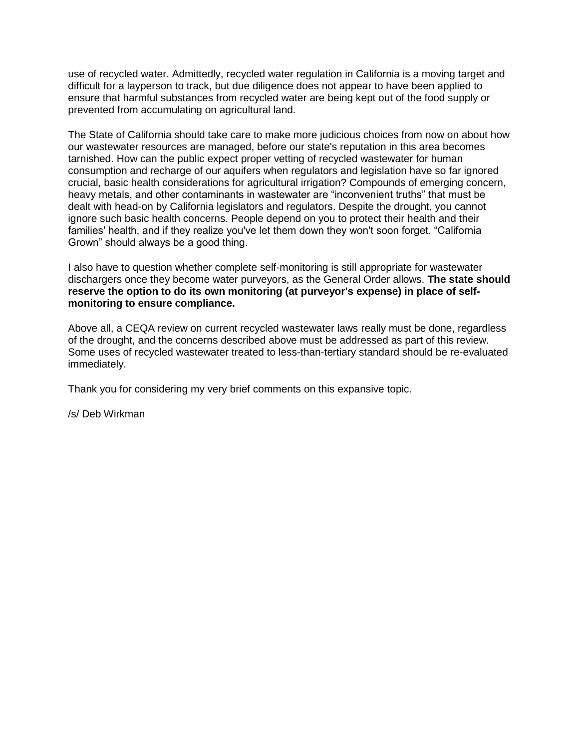use of recycled water. Admittedly, recycled water regulation in California is a moving target and difficult for a layperson to track, but due diligence does not appear to have been applied to ensure that harmful substances from recycled water are being kept out of the food supply or prevented from accumulating on agricultural land.

The State of California should take care to make more judicious choices from now on about how our wastewater resources are managed, before our state's reputation in this area becomes tarnished. How can the public expect proper vetting of recycled wastewater for human consumption and recharge of our aquifers when regulators and legislation have so far ignored crucial, basic health considerations for agricultural irrigation? Compounds of emerging concern, heavy metals, and other contaminants in wastewater are “inconvenient truths” that must be dealt with head-on by California legislators and regulators. Despite the drought, you cannot ignore such basic health concerns. People depend on you to protect their health and their families' health, and if they realize you've let them down they won't soon forget. “California Grown” should always be a good thing.

I also have to question whether complete self-monitoring is still appropriate for wastewater dischargers once they become water purveyors, as the General Order allows. **The state should reserve the option to do its own monitoring (at purveyor's expense) in place of self-monitoring to ensure compliance.**

Above all, a CEQA review on current recycled wastewater laws really must be done, regardless of the drought, and the concerns described above must be addressed as part of this review. Some uses of recycled wastewater treated to less-than-tertiary standard should be re-evaluated immediately.

Thank you for considering my very brief comments on this expansive topic.

/s/ Deb Wirkman